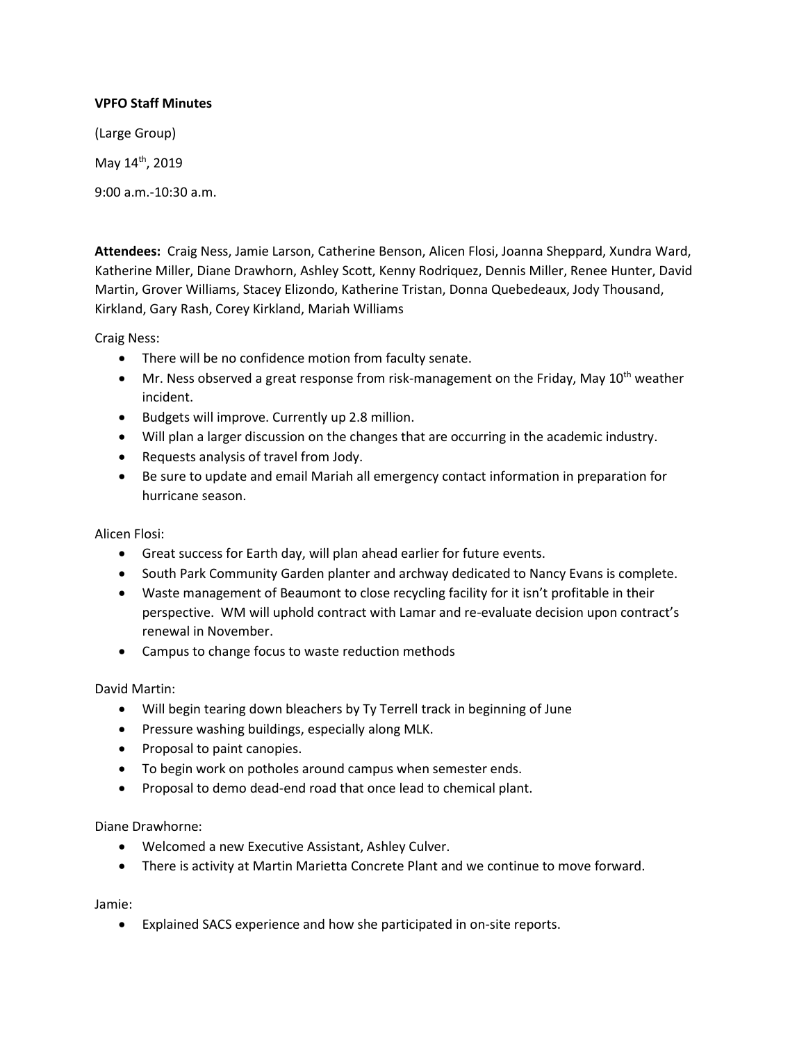**VPFO Staff Minutes**

(Large Group)

May 14th, 2019

9:00 a.m.-10:30 a.m.

**Attendees:** Craig Ness, Jamie Larson, Catherine Benson, Alicen Flosi, Joanna Sheppard, Xundra Ward, Katherine Miller, Diane Drawhorn, Ashley Scott, Kenny Rodriquez, Dennis Miller, Renee Hunter, David Martin, Grover Williams, Stacey Elizondo, Katherine Tristan, Donna Quebedeaux, Jody Thousand, Kirkland, Gary Rash, Corey Kirkland, Mariah Williams

Craig Ness:

- There will be no confidence motion from faculty senate.
- Mr. Ness observed a great response from risk-management on the Friday, May 10th weather incident.
- Budgets will improve. Currently up 2.8 million.
- Will plan a larger discussion on the changes that are occurring in the academic industry.
- Requests analysis of travel from Jody.
- Be sure to update and email Mariah all emergency contact information in preparation for hurricane season.

Alicen Flosi:

- Great success for Earth day, will plan ahead earlier for future events.
- South Park Community Garden planter and archway dedicated to Nancy Evans is complete.
- Waste management of Beaumont to close recycling facility for it isn't profitable in their perspective. WM will uphold contract with Lamar and re-evaluate decision upon contract's renewal in November.
- Campus to change focus to waste reduction methods

David Martin:

- Will begin tearing down bleachers by Ty Terrell track in beginning of June
- Pressure washing buildings, especially along MLK.
- Proposal to paint canopies.
- To begin work on potholes around campus when semester ends.
- Proposal to demo dead-end road that once lead to chemical plant.

Diane Drawhorne:

- Welcomed a new Executive Assistant, Ashley Culver.
- There is activity at Martin Marietta Concrete Plant and we continue to move forward.

Jamie:

- Explained SACS experience and how she participated in on-site reports.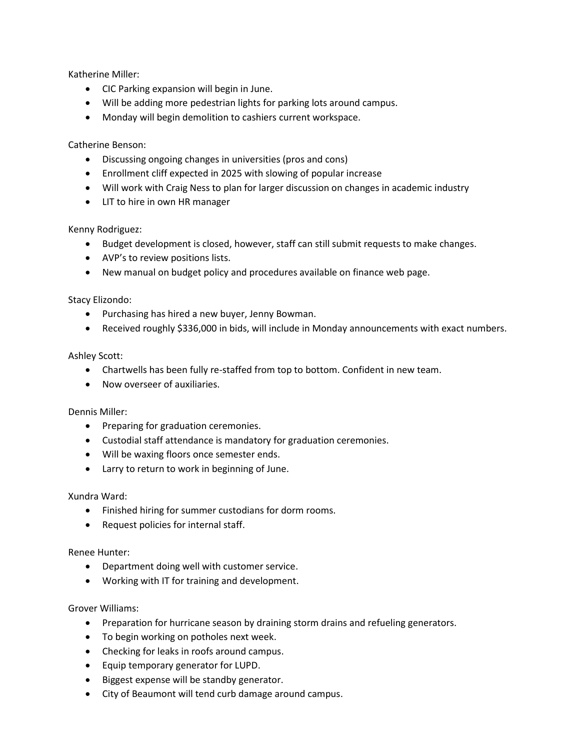Katherine Miller:

- CIC Parking expansion will begin in June.
- Will be adding more pedestrian lights for parking lots around campus.
- Monday will begin demolition to cashiers current workspace.

Catherine Benson:

- Discussing ongoing changes in universities (pros and cons)
- Enrollment cliff expected in 2025 with slowing of popular increase
- Will work with Craig Ness to plan for larger discussion on changes in academic industry
- LIT to hire in own HR manager

Kenny Rodriguez:

- Budget development is closed, however, staff can still submit requests to make changes.
- AVP's to review positions lists.
- New manual on budget policy and procedures available on finance web page.

Stacy Elizondo:

- Purchasing has hired a new buyer, Jenny Bowman.
- Received roughly $336,000 in bids, will include in Monday announcements with exact numbers.

Ashley Scott:

- Chartwells has been fully re-staffed from top to bottom. Confident in new team.
- Now overseer of auxiliaries.

Dennis Miller:

- Preparing for graduation ceremonies.
- Custodial staff attendance is mandatory for graduation ceremonies.
- Will be waxing floors once semester ends.
- Larry to return to work in beginning of June.

Xundra Ward:

- Finished hiring for summer custodians for dorm rooms.
- Request policies for internal staff.

Renee Hunter:

- Department doing well with customer service.
- Working with IT for training and development.

Grover Williams:

- Preparation for hurricane season by draining storm drains and refueling generators.
- To begin working on potholes next week.
- Checking for leaks in roofs around campus.
- Equip temporary generator for LUPD.
- Biggest expense will be standby generator.
- City of Beaumont will tend curb damage around campus.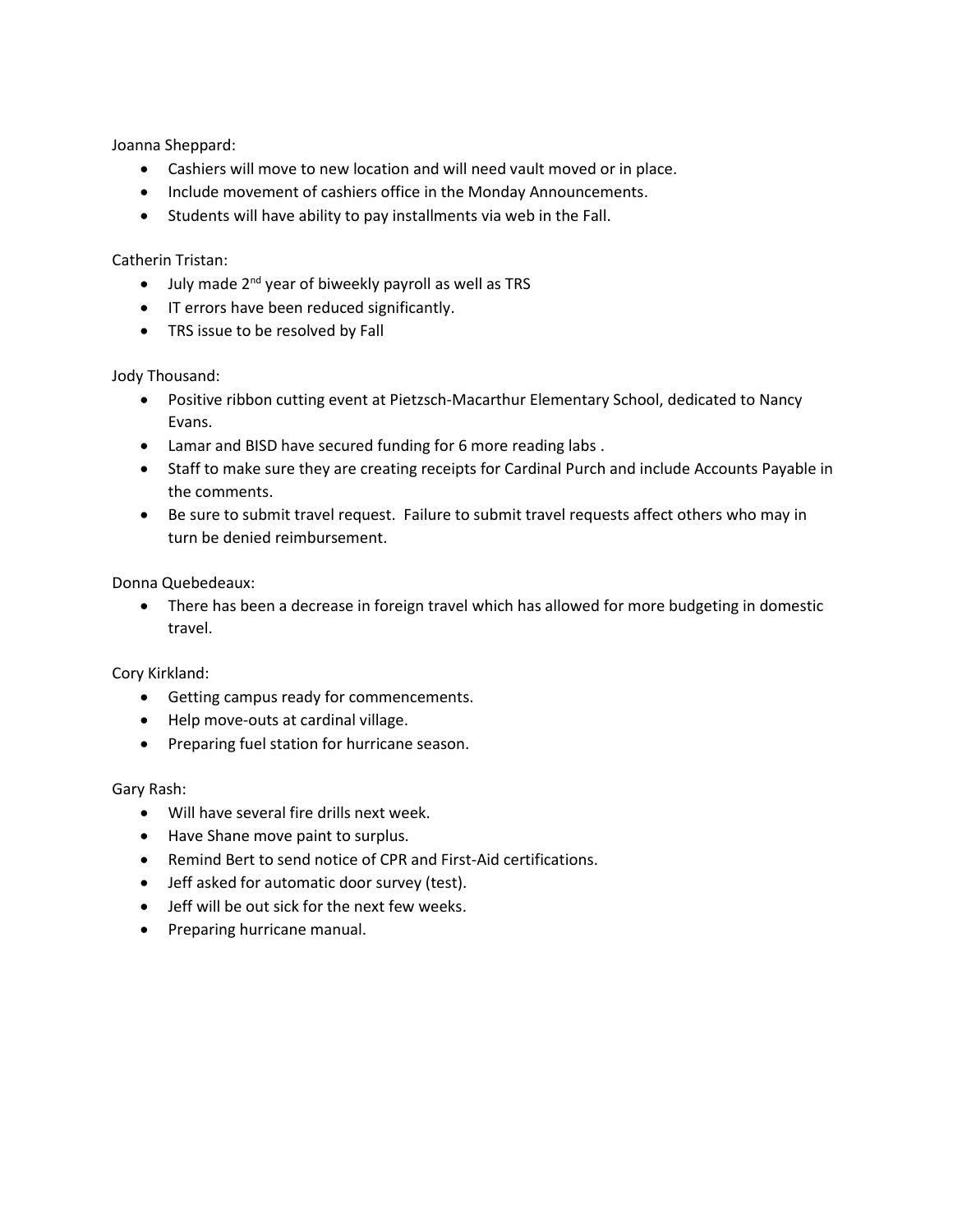Joanna Sheppard:

- Cashiers will move to new location and will need vault moved or in place.
- Include movement of cashiers office in the Monday Announcements.
- Students will have ability to pay installments via web in the Fall.

Catherin Tristan:

- July made 2nd year of biweekly payroll as well as TRS
- IT errors have been reduced significantly.
- TRS issue to be resolved by Fall

Jody Thousand:

- Positive ribbon cutting event at Pietzsch-Macarthur Elementary School, dedicated to Nancy Evans.
- Lamar and BISD have secured funding for 6 more reading labs .
- Staff to make sure they are creating receipts for Cardinal Purch and include Accounts Payable in the comments.
- Be sure to submit travel request. Failure to submit travel requests affect others who may in turn be denied reimbursement.

Donna Quebedeaux:

- There has been a decrease in foreign travel which has allowed for more budgeting in domestic travel.

Cory Kirkland:

- Getting campus ready for commencements.
- Help move-outs at cardinal village.
- Preparing fuel station for hurricane season.

Gary Rash:

- Will have several fire drills next week.
- Have Shane move paint to surplus.
- Remind Bert to send notice of CPR and First-Aid certifications.
- Jeff asked for automatic door survey (test).
- Jeff will be out sick for the next few weeks.
- Preparing hurricane manual.